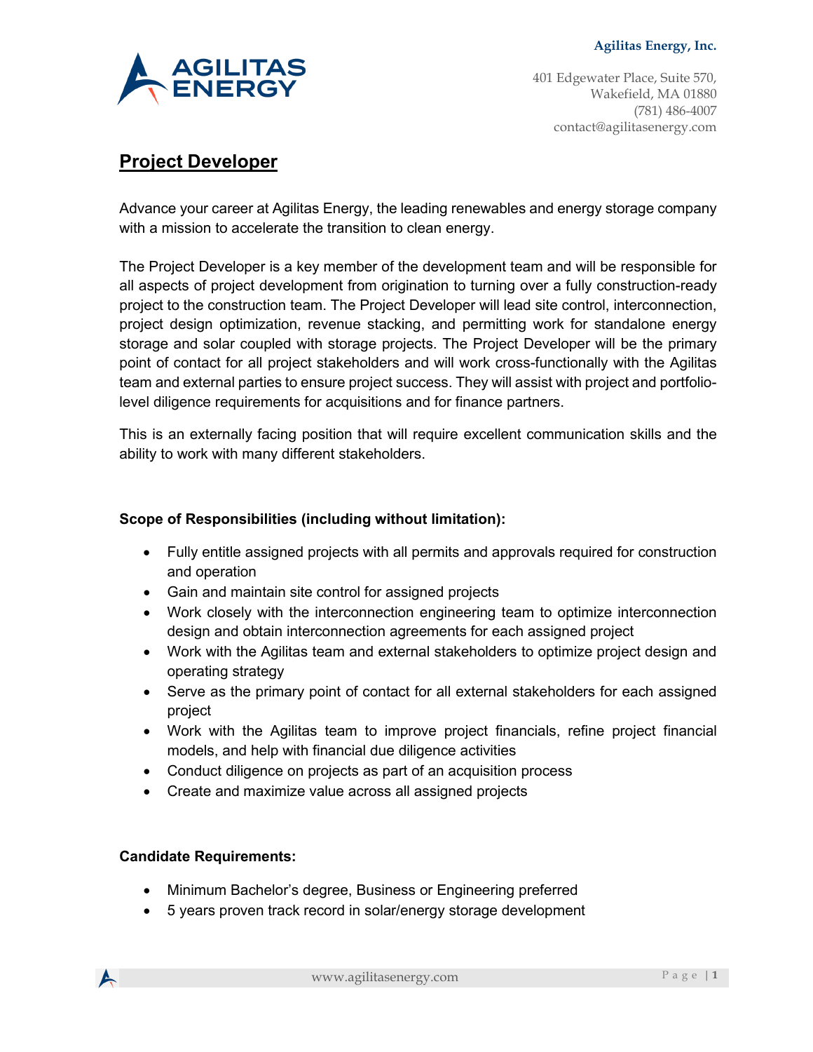**Agilitas Energy, Inc.**

401 Edgewater Place, Suite 570,
Wakefield, MA 01880
(781) 486-4007
contact@agilitasenergy.com

# Project Developer

Advance your career at Agilitas Energy, the leading renewables and energy storage company with a mission to accelerate the transition to clean energy.

The Project Developer is a key member of the development team and will be responsible for all aspects of project development from origination to turning over a fully construction-ready project to the construction team. The Project Developer will lead site control, interconnection, project design optimization, revenue stacking, and permitting work for standalone energy storage and solar coupled with storage projects. The Project Developer will be the primary point of contact for all project stakeholders and will work cross-functionally with the Agilitas team and external parties to ensure project success. They will assist with project and portfolio-level diligence requirements for acquisitions and for finance partners.

This is an externally facing position that will require excellent communication skills and the ability to work with many different stakeholders.

**Scope of Responsibilities (including without limitation):**

- Fully entitle assigned projects with all permits and approvals required for construction and operation
- Gain and maintain site control for assigned projects
- Work closely with the interconnection engineering team to optimize interconnection design and obtain interconnection agreements for each assigned project
- Work with the Agilitas team and external stakeholders to optimize project design and operating strategy
- Serve as the primary point of contact for all external stakeholders for each assigned project
- Work with the Agilitas team to improve project financials, refine project financial models, and help with financial due diligence activities
- Conduct diligence on projects as part of an acquisition process
- Create and maximize value across all assigned projects

**Candidate Requirements:**

- Minimum Bachelor's degree, Business or Engineering preferred
- 5 years proven track record in solar/energy storage development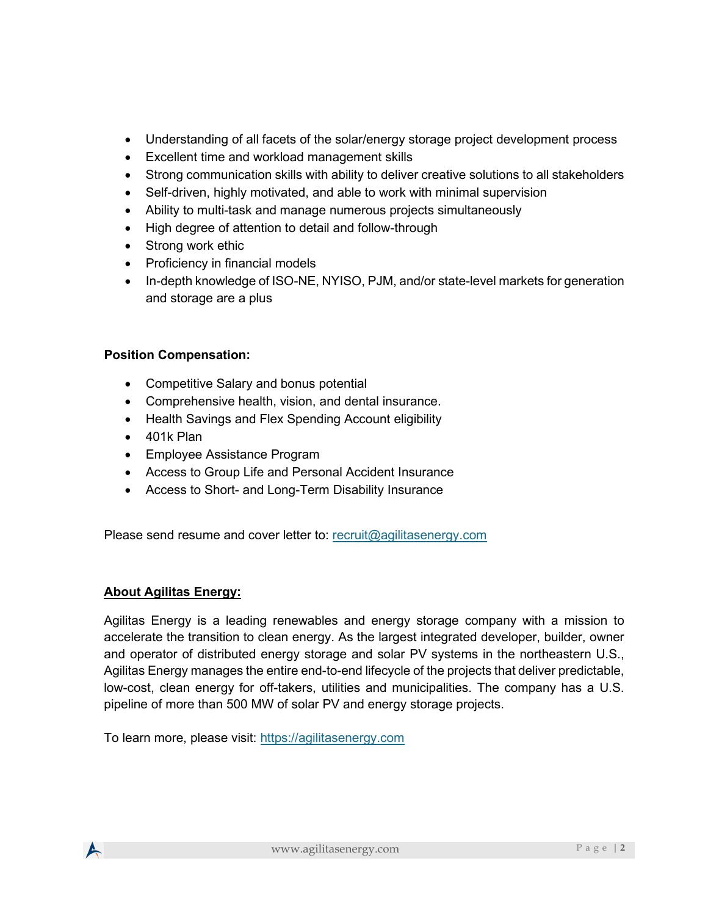- Understanding of all facets of the solar/energy storage project development process
- Excellent time and workload management skills
- Strong communication skills with ability to deliver creative solutions to all stakeholders
- Self-driven, highly motivated, and able to work with minimal supervision
- Ability to multi-task and manage numerous projects simultaneously
- High degree of attention to detail and follow-through
- Strong work ethic
- Proficiency in financial models
- In-depth knowledge of ISO-NE, NYISO, PJM, and/or state-level markets for generation and storage are a plus

**Position Compensation:**

- Competitive Salary and bonus potential
- Comprehensive health, vision, and dental insurance.
- Health Savings and Flex Spending Account eligibility
- 401k Plan
- Employee Assistance Program
- Access to Group Life and Personal Accident Insurance
- Access to Short- and Long-Term Disability Insurance

Please send resume and cover letter to: recruit@agilitasenergy.com

**About Agilitas Energy:**

Agilitas Energy is a leading renewables and energy storage company with a mission to accelerate the transition to clean energy. As the largest integrated developer, builder, owner and operator of distributed energy storage and solar PV systems in the northeastern U.S., Agilitas Energy manages the entire end-to-end lifecycle of the projects that deliver predictable, low-cost, clean energy for off-takers, utilities and municipalities. The company has a U.S. pipeline of more than 500 MW of solar PV and energy storage projects.

To learn more, please visit: https://agilitasenergy.com